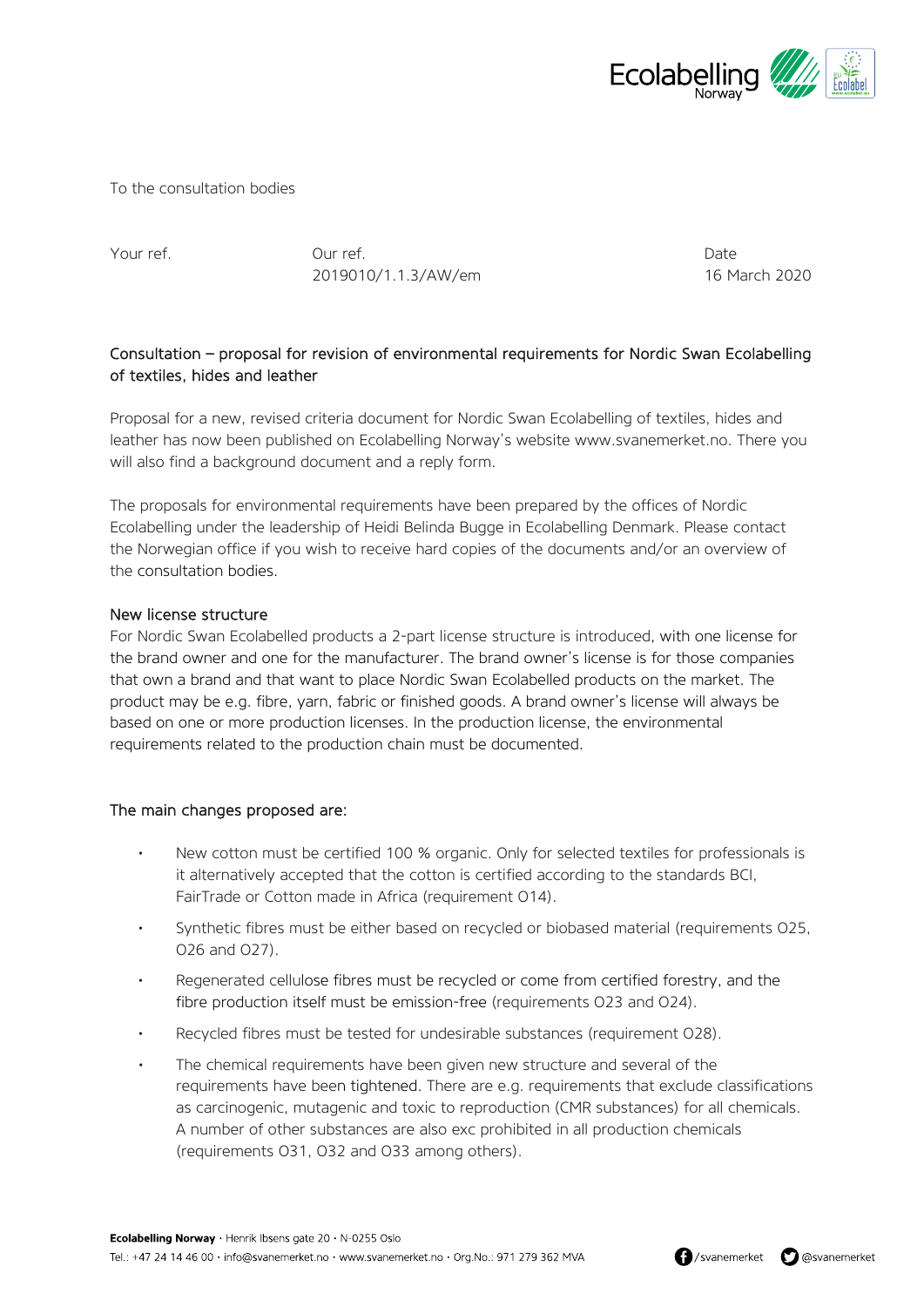To the consultation bodies

| Your ref. | Our ref. | Date |
| --- | --- | --- |
| | 2019010/1.1.3/AW/em | 16 March 2020 |

## Consultation – proposal for revision of environmental requirements for Nordic Swan Ecolabelling of textiles, hides and leather

Proposal for a new, revised criteria document for Nordic Swan Ecolabelling of textiles, hides and leather has now been published on Ecolabelling Norway's website www.svanemerket.no. There you will also find a background document and a reply form.

The proposals for environmental requirements have been prepared by the offices of Nordic Ecolabelling under the leadership of Heidi Belinda Bugge in Ecolabelling Denmark. Please contact the Norwegian office if you wish to receive hard copies of the documents and/or an overview of the consultation bodies.

### New license structure

For Nordic Swan Ecolabelled products a 2-part license structure is introduced, with one license for the brand owner and one for the manufacturer. The brand owner's license is for those companies that own a brand and that want to place Nordic Swan Ecolabelled products on the market. The product may be e.g. fibre, yarn, fabric or finished goods. A brand owner's license will always be based on one or more production licenses. In the production license, the environmental requirements related to the production chain must be documented.

### The main changes proposed are:

- New cotton must be certified 100 % organic. Only for selected textiles for professionals is it alternatively accepted that the cotton is certified according to the standards BCI, FairTrade or Cotton made in Africa (requirement O14).
- Synthetic fibres must be either based on recycled or biobased material (requirements O25, O26 and O27).
- Regenerated cellulose fibres must be recycled or come from certified forestry, and the fibre production itself must be emission-free (requirements O23 and O24).
- Recycled fibres must be tested for undesirable substances (requirement O28).
- The chemical requirements have been given new structure and several of the requirements have been tightened. There are e.g. requirements that exclude classifications as carcinogenic, mutagenic and toxic to reproduction (CMR substances) for all chemicals. A number of other substances are also exc prohibited in all production chemicals (requirements O31, O32 and O33 among others).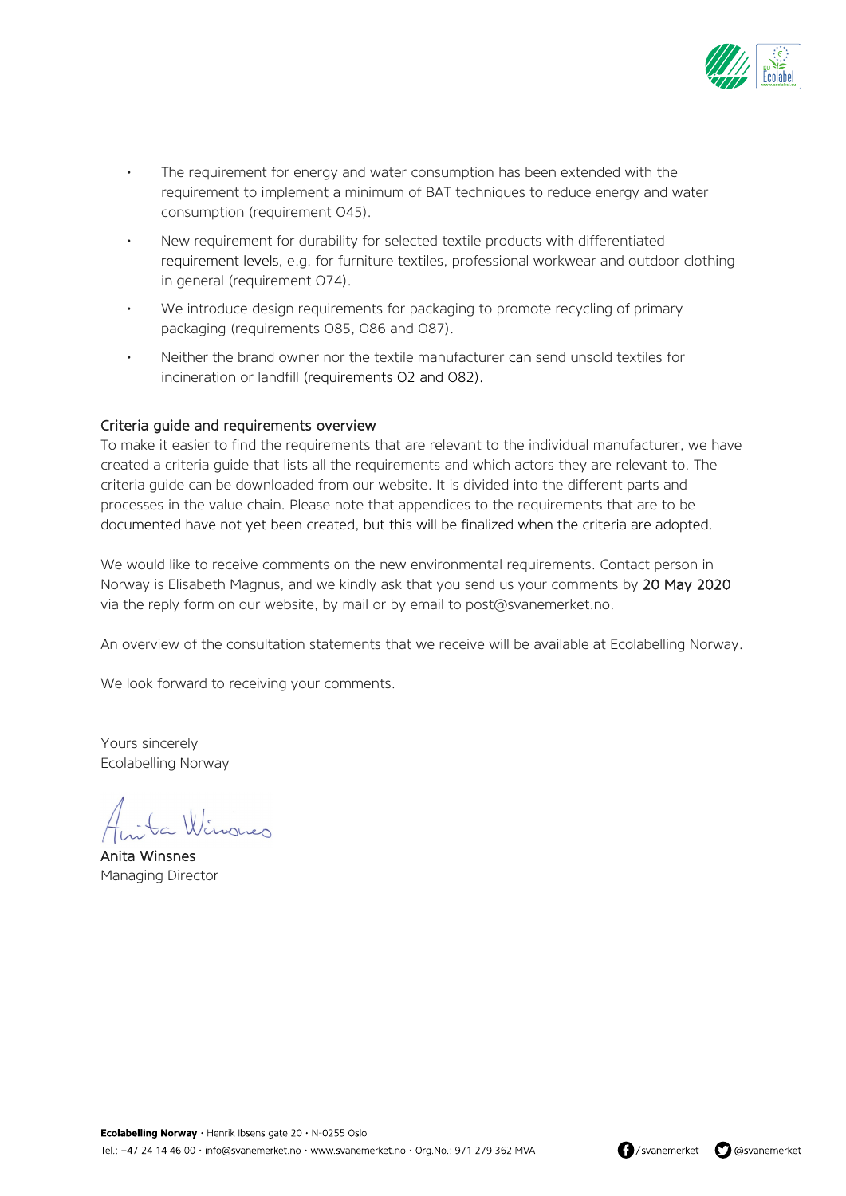- The requirement for energy and water consumption has been extended with the requirement to implement a minimum of BAT techniques to reduce energy and water consumption (requirement O45).
- New requirement for durability for selected textile products with differentiated requirement levels, e.g. for furniture textiles, professional workwear and outdoor clothing in general (requirement O74).
- We introduce design requirements for packaging to promote recycling of primary packaging (requirements O85, O86 and O87).
- Neither the brand owner nor the textile manufacturer can send unsold textiles for incineration or landfill (requirements O2 and O82).

## Criteria guide and requirements overview

To make it easier to find the requirements that are relevant to the individual manufacturer, we have created a criteria guide that lists all the requirements and which actors they are relevant to. The criteria guide can be downloaded from our website. It is divided into the different parts and processes in the value chain. Please note that appendices to the requirements that are to be documented have not yet been created, but this will be finalized when the criteria are adopted.

We would like to receive comments on the new environmental requirements. Contact person in Norway is Elisabeth Magnus, and we kindly ask that you send us your comments by 20 May 2020 via the reply form on our website, by mail or by email to post@svanemerket.no.

An overview of the consultation statements that we receive will be available at Ecolabelling Norway.

We look forward to receiving your comments.

Yours sincerely
Ecolabelling Norway

Anita Winsnes
Managing Director

**Ecolabelling Norway** · Henrik Ibsens gate 20 · N-0255 Oslo
Tel.: +47 24 14 46 00 · info@svanemerket.no · www.svanemerket.no · Org.No.: 971 279 362 MVA
/svanemerket @svanemerket